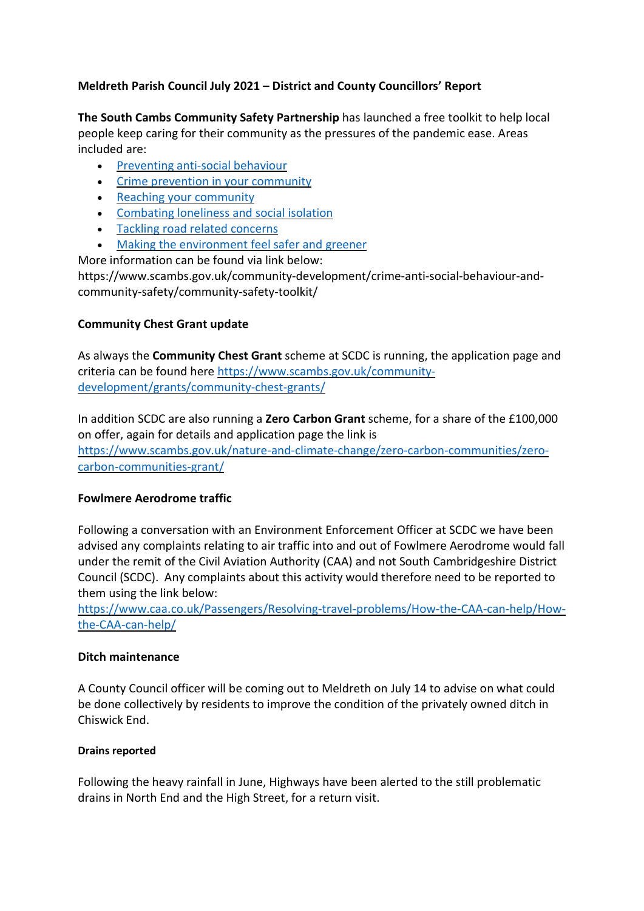# Meldreth Parish Council July 2021 – District and County Councillors' Report

**The South Cambs Community Safety Partnership** has launched a free toolkit to help local people keep caring for their community as the pressures of the pandemic ease. Areas included are:

- Preventing anti-social behaviour
- Crime prevention in your community
- Reaching your community
- Combating loneliness and social isolation
- Tackling road related concerns
- Making the environment feel safer and greener

More information can be found via link below:
https://www.scambs.gov.uk/community-development/crime-anti-social-behaviour-and-community-safety/community-safety-toolkit/

## Community Chest Grant update

As always the **Community Chest Grant** scheme at SCDC is running, the application page and criteria can be found here https://www.scambs.gov.uk/community-development/grants/community-chest-grants/

In addition SCDC are also running a **Zero Carbon Grant** scheme, for a share of the £100,000 on offer, again for details and application page the link is https://www.scambs.gov.uk/nature-and-climate-change/zero-carbon-communities/zero-carbon-communities-grant/

## Fowlmere Aerodrome traffic

Following a conversation with an Environment Enforcement Officer at SCDC we have been advised any complaints relating to air traffic into and out of Fowlmere Aerodrome would fall under the remit of the Civil Aviation Authority (CAA) and not South Cambridgeshire District Council (SCDC). Any complaints about this activity would therefore need to be reported to them using the link below:
https://www.caa.co.uk/Passengers/Resolving-travel-problems/How-the-CAA-can-help/How-the-CAA-can-help/

## Ditch maintenance

A County Council officer will be coming out to Meldreth on July 14 to advise on what could be done collectively by residents to improve the condition of the privately owned ditch in Chiswick End.

### Drains reported

Following the heavy rainfall in June, Highways have been alerted to the still problematic drains in North End and the High Street, for a return visit.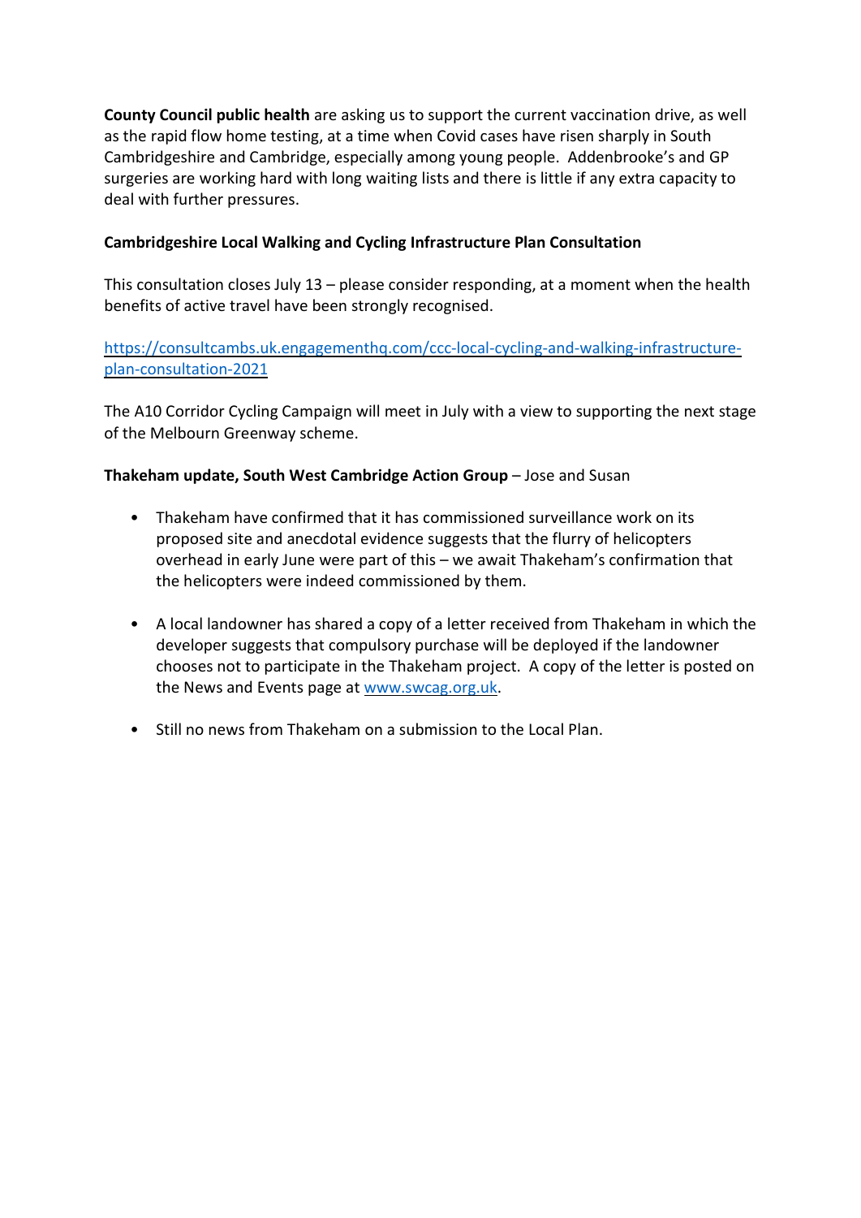**County Council public health** are asking us to support the current vaccination drive, as well as the rapid flow home testing, at a time when Covid cases have risen sharply in South Cambridgeshire and Cambridge, especially among young people. Addenbrooke's and GP surgeries are working hard with long waiting lists and there is little if any extra capacity to deal with further pressures.

**Cambridgeshire Local Walking and Cycling Infrastructure Plan Consultation**

This consultation closes July 13 – please consider responding, at a moment when the health benefits of active travel have been strongly recognised.

https://consultcambs.uk.engagementhq.com/ccc-local-cycling-and-walking-infrastructure-plan-consultation-2021

The A10 Corridor Cycling Campaign will meet in July with a view to supporting the next stage of the Melbourn Greenway scheme.

**Thakeham update, South West Cambridge Action Group** – Jose and Susan

- Thakeham have confirmed that it has commissioned surveillance work on its proposed site and anecdotal evidence suggests that the flurry of helicopters overhead in early June were part of this – we await Thakeham's confirmation that the helicopters were indeed commissioned by them.

- A local landowner has shared a copy of a letter received from Thakeham in which the developer suggests that compulsory purchase will be deployed if the landowner chooses not to participate in the Thakeham project. A copy of the letter is posted on the News and Events page at www.swcag.org.uk.

- Still no news from Thakeham on a submission to the Local Plan.